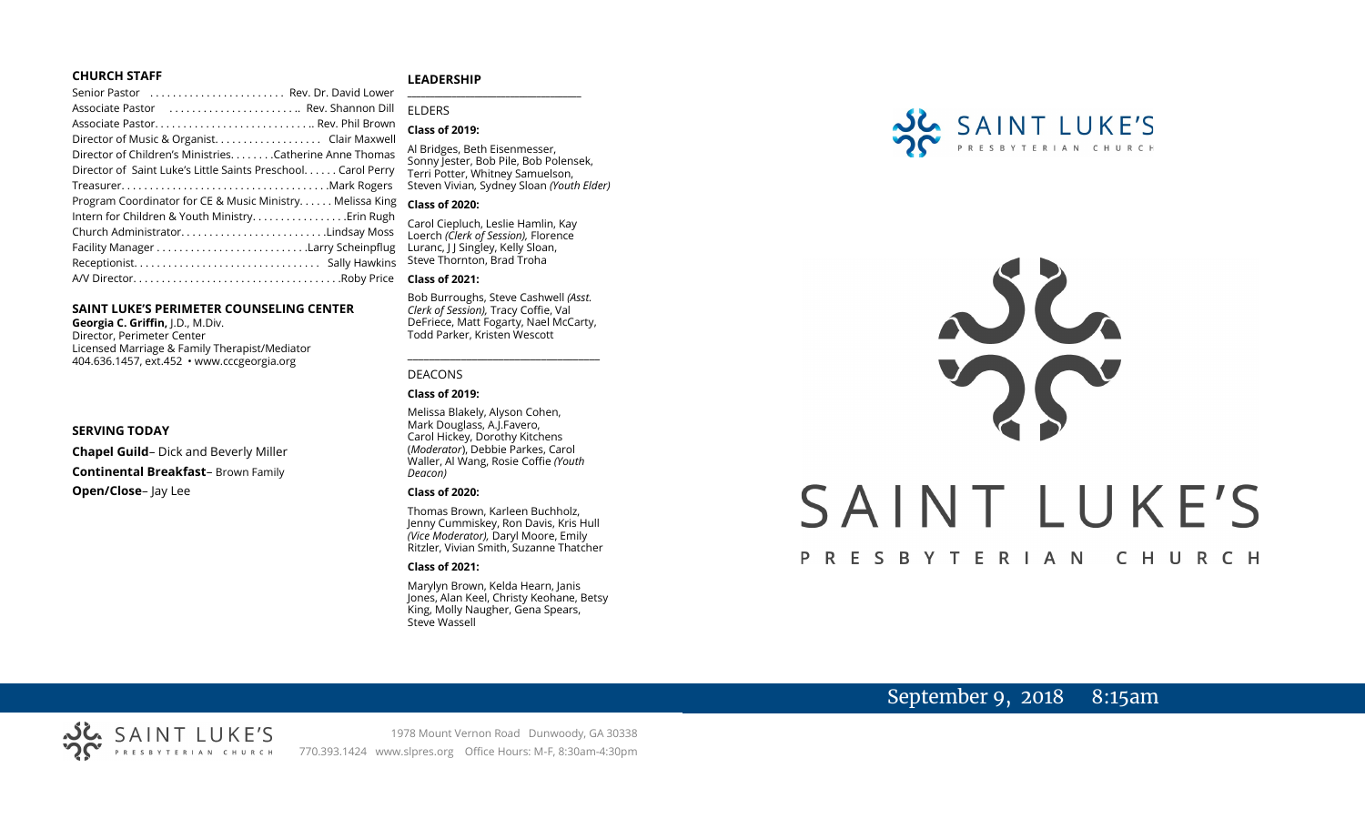## CHURCH STAFF

Senior Pastor ........................ Rev. Dr. David Lower
Associate Pastor ........................ Rev. Shannon Dill
Associate Pastor............................ Rev. Phil Brown
Director of Music & Organist.................. Clair Maxwell
Director of Children's Ministries........Catherine Anne Thomas
Director of Saint Luke's Little Saints Preschool...... Carol Perry
Treasurer.................................... Mark Rogers
Program Coordinator for CE & Music Ministry...... Melissa King
Intern for Children & Youth Ministry................ Erin Rugh
Church Administrator......................... Lindsay Moss
Facility Manager ........................... Larry Scheinpflug
Receptionist................................ Sally Hawkins
A/V Director.................................... Roby Price

## SAINT LUKE'S PERIMETER COUNSELING CENTER

**Georgia C. Griffin,** J.D., M.Div.
Director, Perimeter Center
Licensed Marriage & Family Therapist/Mediator
404.636.1457, ext.452 • www.cccgeorgia.org

## SERVING TODAY

**Chapel Guild**– Dick and Beverly Miller
**Continental Breakfast**– Brown Family
**Open/Close**– Jay Lee

## LEADERSHIP

ELDERS

**Class of 2019:**

Al Bridges, Beth Eisenmesser, Sonny Jester, Bob Pile, Bob Polensek, Terri Potter, Whitney Samuelson, Steven Vivian, Sydney Sloan *(Youth Elder)*

**Class of 2020:**

Carol Ciepluch, Leslie Hamlin, Kay Loerch *(Clerk of Session),* Florence Luranc, J J Singley, Kelly Sloan, Steve Thornton, Brad Troha

**Class of 2021:**

Bob Burroughs, Steve Cashwell *(Asst. Clerk of Session),* Tracy Coffie, Val DeFriece, Matt Fogarty, Nael McCarty, Todd Parker, Kristen Wescott

DEACONS

**Class of 2019:**

Melissa Blakely, Alyson Cohen, Mark Douglass, A.J.Favero, Carol Hickey, Dorothy Kitchens (*Moderator*), Debbie Parkes, Carol Waller, Al Wang, Rosie Coffie *(Youth Deacon)*

**Class of 2020:**

Thomas Brown, Karleen Buchholz, Jenny Cummiskey, Ron Davis, Kris Hull *(Vice Moderator),* Daryl Moore, Emily Ritzler, Vivian Smith, Suzanne Thatcher

**Class of 2021:**

Marylyn Brown, Kelda Hearn, Janis Jones, Alan Keel, Christy Keohane, Betsy King, Molly Naugher, Gena Spears, Steve Wassell

SAINT LUKE'S PRESBYTERIAN CHURCH

# SAINT LUKE'S

PRESBYTERIAN CHURCH

September 9, 2018 8:15am

SAINT LUKE'S PRESBYTERIAN CHURCH

1978 Mount Vernon Road Dunwoody, GA 30338
770.393.1424 www.slpres.org Office Hours: M-F, 8:30am-4:30pm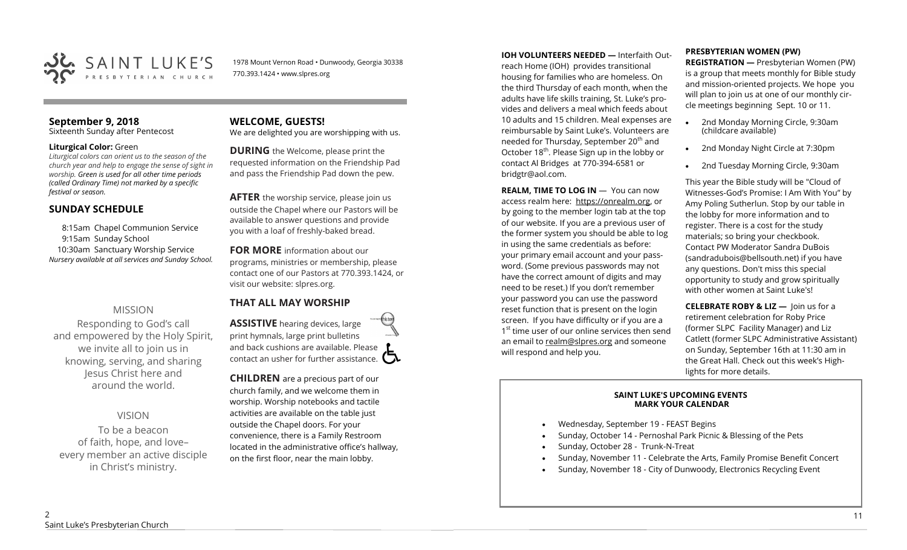SAINT LUKE'S PRESBYTERIAN CHURCH

1978 Mount Vernon Road • Dunwoody, Georgia 30338
770.393.1424 • www.slpres.org

## September 9, 2018

Sixteenth Sunday after Pentecost

**Liturgical Color:** Green

*Liturgical colors can orient us to the season of the church year and help to engage the sense of sight in worship. Green is used for all other time periods (called Ordinary Time) not marked by a specific festival or season.*

## SUNDAY SCHEDULE

8:15am Chapel Communion Service
9:15am Sunday School
10:30am Sanctuary Worship Service
*Nursery available at all services and Sunday School.*

### MISSION

Responding to God's call and empowered by the Holy Spirit, we invite all to join us in knowing, serving, and sharing Jesus Christ here and around the world.

### VISION

To be a beacon of faith, hope, and love– every member an active disciple in Christ's ministry.

## WELCOME, GUESTS!

We are delighted you are worshipping with us.

**DURING** the Welcome, please print the requested information on the Friendship Pad and pass the Friendship Pad down the pew.

**AFTER** the worship service, please join us outside the Chapel where our Pastors will be available to answer questions and provide you with a loaf of freshly-baked bread.

**FOR MORE** information about our programs, ministries or membership, please contact one of our Pastors at 770.393.1424, or visit our website: slpres.org.

## THAT ALL MAY WORSHIP

**ASSISTIVE** hearing devices, large print hymnals, large print bulletins and back cushions are available. Please contact an usher for further assistance.

**CHILDREN** are a precious part of our church family, and we welcome them in worship. Worship notebooks and tactile activities are available on the table just outside the Chapel doors. For your convenience, there is a Family Restroom located in the administrative office's hallway, on the first floor, near the main lobby.

**IOH VOLUNTEERS NEEDED —** Interfaith Outreach Home (IOH) provides transitional housing for families who are homeless. On the third Thursday of each month, when the adults have life skills training, St. Luke's provides and delivers a meal which feeds about 10 adults and 15 children. Meal expenses are reimbursable by Saint Luke's. Volunteers are needed for Thursday, September 20th and October 18th. Please Sign up in the lobby or contact Al Bridges at 770-394-6581 or bridgtr@aol.com.

**REALM, TIME TO LOG IN —** You can now access realm here: https://onrealm.org, or by going to the member login tab at the top of our website. If you are a previous user of the former system you should be able to log in using the same credentials as before: your primary email account and your password. (Some previous passwords may not have the correct amount of digits and may need to be reset.) If you don't remember your password you can use the password reset function that is present on the login screen. If you have difficulty or if you are a 1st time user of our online services then send an email to realm@slpres.org and someone will respond and help you.

**PRESBYTERIAN WOMEN (PW) REGISTRATION —** Presbyterian Women (PW) is a group that meets monthly for Bible study and mission-oriented projects. We hope you will plan to join us at one of our monthly circle meetings beginning Sept. 10 or 11.

- 2nd Monday Morning Circle, 9:30am (childcare available)
- 2nd Monday Night Circle at 7:30pm
- 2nd Tuesday Morning Circle, 9:30am

This year the Bible study will be "Cloud of Witnesses-God's Promise: I Am With You" by Amy Poling Sutherlun. Stop by our table in the lobby for more information and to register. There is a cost for the study materials; so bring your checkbook. Contact PW Moderator Sandra DuBois (sandradubois@bellsouth.net) if you have any questions. Don't miss this special opportunity to study and grow spiritually with other women at Saint Luke's!

**CELEBRATE ROBY & LIZ —** Join us for a retirement celebration for Roby Price (former SLPC Facility Manager) and Liz Catlett (former SLPC Administrative Assistant) on Sunday, September 16th at 11:30 am in the Great Hall. Check out this week's Highlights for more details.

**SAINT LUKE'S UPCOMING EVENTS**
**MARK YOUR CALENDAR**

- Wednesday, September 19 - FEAST Begins
- Sunday, October 14 - Pernoshal Park Picnic & Blessing of the Pets
- Sunday, October 28 - Trunk-N-Treat
- Sunday, November 11 - Celebrate the Arts, Family Promise Benefit Concert
- Sunday, November 18 - City of Dunwoody, Electronics Recycling Event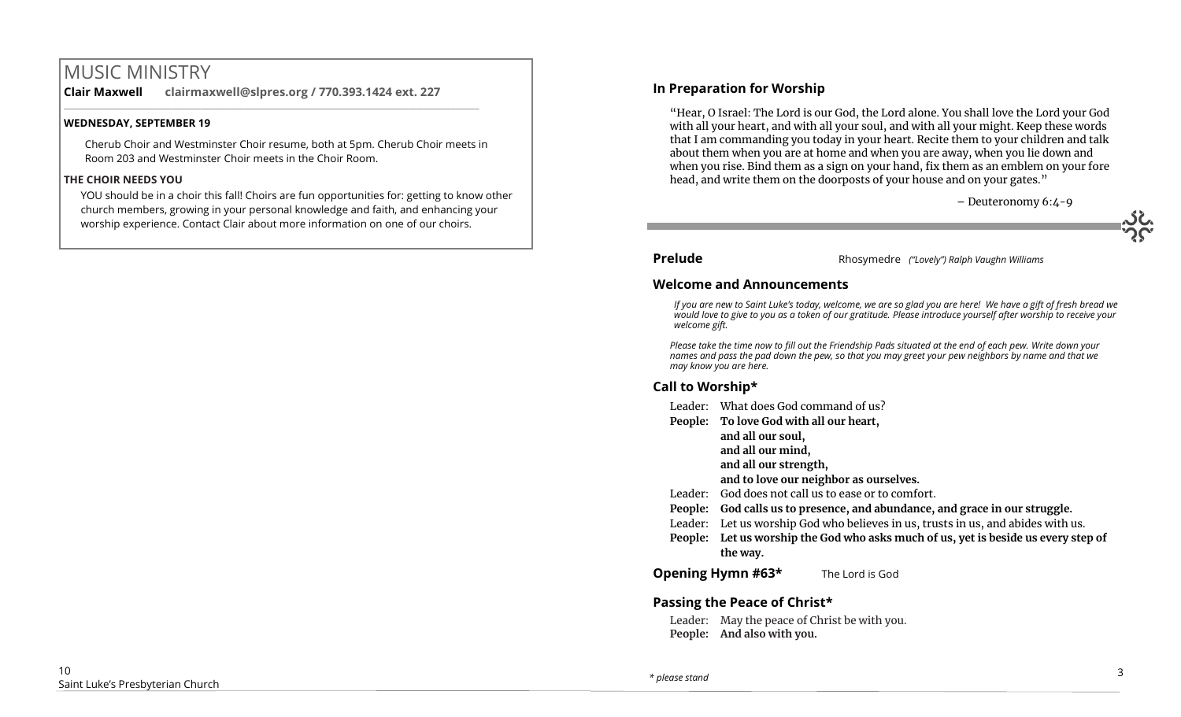# MUSIC MINISTRY

**Clair Maxwell** **clairmaxwell@slpres.org / 770.393.1424 ext. 227**

**WEDNESDAY, SEPTEMBER 19**

Cherub Choir and Westminster Choir resume, both at 5pm. Cherub Choir meets in Room 203 and Westminster Choir meets in the Choir Room.

**THE CHOIR NEEDS YOU**

YOU should be in a choir this fall! Choirs are fun opportunities for: getting to know other church members, growing in your personal knowledge and faith, and enhancing your worship experience. Contact Clair about more information on one of our choirs.

## In Preparation for Worship

"Hear, O Israel: The Lord is our God, the Lord alone. You shall love the Lord your God with all your heart, and with all your soul, and with all your might. Keep these words that I am commanding you today in your heart. Recite them to your children and talk about them when you are at home and when you are away, when you lie down and when you rise. Bind them as a sign on your hand, fix them as an emblem on your fore head, and write them on the doorposts of your house and on your gates."

– Deuteronomy 6:4-9

**Prelude** Rhosymedre *("Lovely") Ralph Vaughn Williams*

## Welcome and Announcements

*If you are new to Saint Luke's today, welcome, we are so glad you are here! We have a gift of fresh bread we would love to give to you as a token of our gratitude. Please introduce yourself after worship to receive your welcome gift.*

*Please take the time now to fill out the Friendship Pads situated at the end of each pew. Write down your names and pass the pad down the pew, so that you may greet your pew neighbors by name and that we may know you are here.*

## Call to Worship*

Leader: What does God command of us?
**People: To love God with all our heart,**
**and all our soul,**
**and all our mind,**
**and all our strength,**
**and to love our neighbor as ourselves.**
Leader: God does not call us to ease or to comfort.
**People: God calls us to presence, and abundance, and grace in our struggle.**
Leader: Let us worship God who believes in us, trusts in us, and abides with us.
**People: Let us worship the God who asks much of us, yet is beside us every step of the way.**

**Opening Hymn #63*** The Lord is God

## Passing the Peace of Christ*

Leader: May the peace of Christ be with you.
**People: And also with you.**

*\* please stand*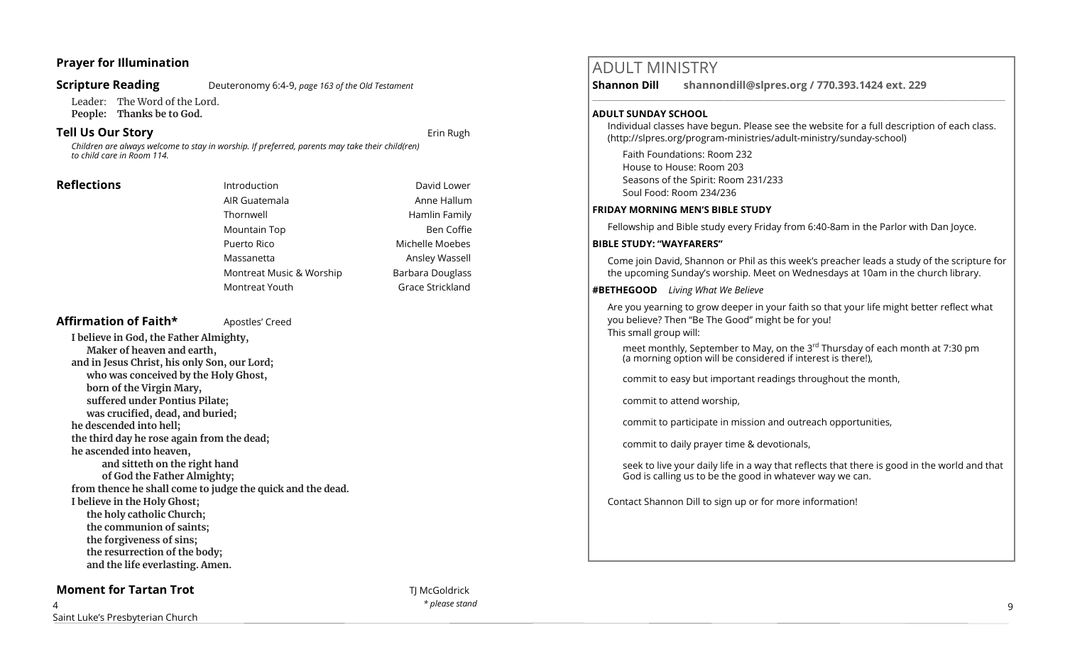## Prayer for Illumination

## Scripture Reading

Deuteronomy 6:4-9, *page 163 of the Old Testament*

Leader: The Word of the Lord.
**People: Thanks be to God.**

## Tell Us Our Story

Erin Rugh

*Children are always welcome to stay in worship. If preferred, parents may take their child(ren) to child care in Room 114.*

## Reflections

| | |
|---|---|
| Introduction | David Lower |
| AIR Guatemala | Anne Hallum |
| Thornwell | Hamlin Family |
| Mountain Top | Ben Coffie |
| Puerto Rico | Michelle Moebes |
| Massanetta | Ansley Wassell |
| Montreat Music & Worship | Barbara Douglass |
| Montreat Youth | Grace Strickland |

## Affirmation of Faith*

Apostles' Creed

**I believe in God, the Father Almighty,**
**Maker of heaven and earth,**
**and in Jesus Christ, his only Son, our Lord;**
**who was conceived by the Holy Ghost,**
**born of the Virgin Mary,**
**suffered under Pontius Pilate;**
**was crucified, dead, and buried;**
**he descended into hell;**
**the third day he rose again from the dead;**
**he ascended into heaven,**
**and sitteth on the right hand**
**of God the Father Almighty;**
**from thence he shall come to judge the quick and the dead.**
**I believe in the Holy Ghost;**
**the holy catholic Church;**
**the communion of saints;**
**the forgiveness of sins;**
**the resurrection of the body;**
**and the life everlasting. Amen.**

## Moment for Tartan Trot

TJ McGoldrick

*\* please stand*

# ADULT MINISTRY

**Shannon Dill** **shannondill@slpres.org / 770.393.1424 ext. 229**

### ADULT SUNDAY SCHOOL

Individual classes have begun. Please see the website for a full description of each class. (http://slpres.org/program-ministries/adult-ministry/sunday-school)

Faith Foundations: Room 232
House to House: Room 203
Seasons of the Spirit: Room 231/233
Soul Food: Room 234/236

### FRIDAY MORNING MEN'S BIBLE STUDY

Fellowship and Bible study every Friday from 6:40-8am in the Parlor with Dan Joyce.

### BIBLE STUDY: "WAYFARERS"

Come join David, Shannon or Phil as this week's preacher leads a study of the scripture for the upcoming Sunday's worship. Meet on Wednesdays at 10am in the church library.

### #BETHEGOOD *Living What We Believe*

Are you yearning to grow deeper in your faith so that your life might better reflect what you believe? Then "Be The Good" might be for you!
This small group will:

- meet monthly, September to May, on the 3rd Thursday of each month at 7:30 pm (a morning option will be considered if interest is there!),
- commit to easy but important readings throughout the month,
- commit to attend worship,
- commit to participate in mission and outreach opportunities,
- commit to daily prayer time & devotionals,
- seek to live your daily life in a way that reflects that there is good in the world and that God is calling us to be the good in whatever way we can.

Contact Shannon Dill to sign up or for more information!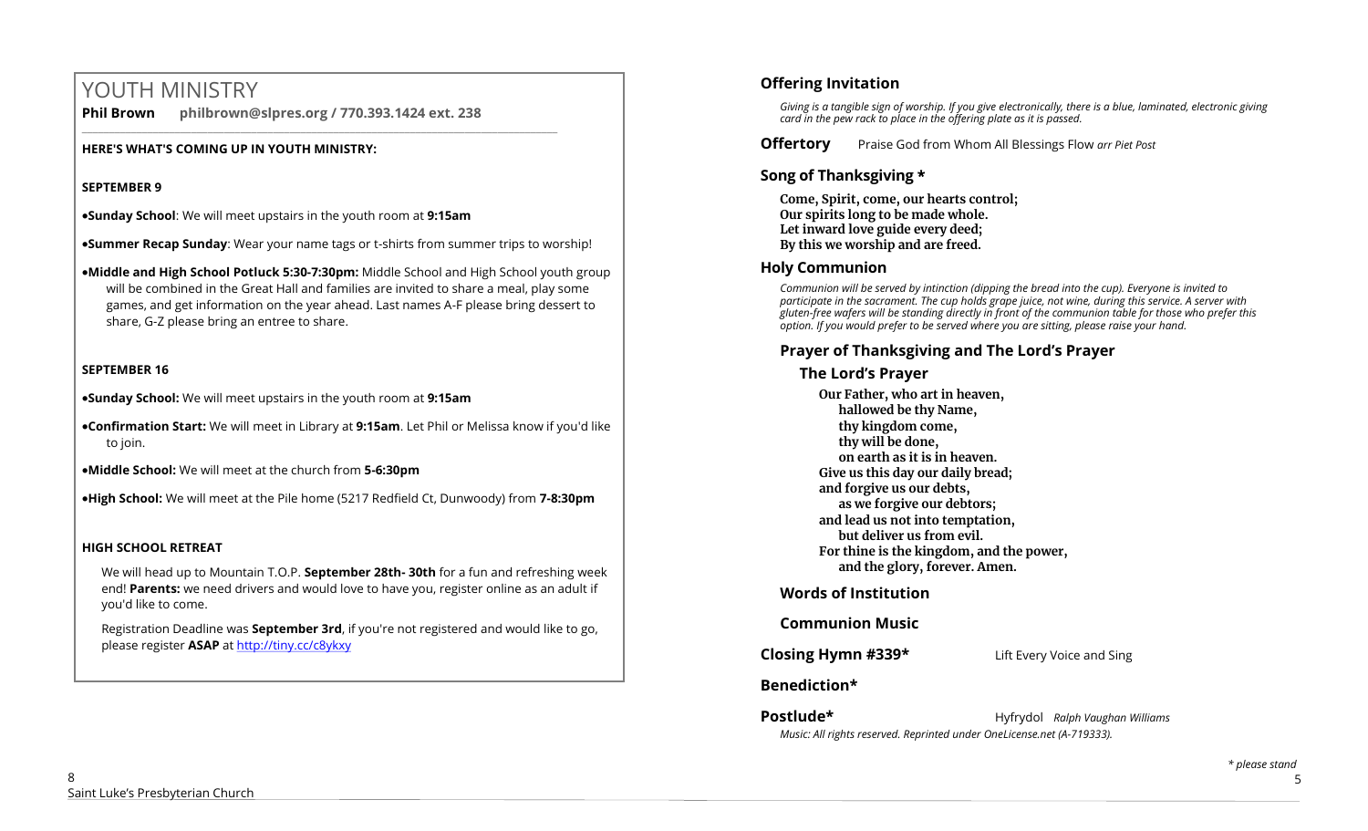# YOUTH MINISTRY

**Phil Brown philbrown@slpres.org / 770.393.1424 ext. 238**

**HERE'S WHAT'S COMING UP IN YOUTH MINISTRY:**

**SEPTEMBER 9**

- **Sunday School**: We will meet upstairs in the youth room at **9:15am**
- **Summer Recap Sunday**: Wear your name tags or t-shirts from summer trips to worship!
- **Middle and High School Potluck 5:30-7:30pm:** Middle School and High School youth group will be combined in the Great Hall and families are invited to share a meal, play some games, and get information on the year ahead. Last names A-F please bring dessert to share, G-Z please bring an entree to share.

**SEPTEMBER 16**

- **Sunday School:** We will meet upstairs in the youth room at **9:15am**
- **Confirmation Start:** We will meet in Library at **9:15am**. Let Phil or Melissa know if you'd like to join.
- **Middle School:** We will meet at the church from **5-6:30pm**
- **High School:** We will meet at the Pile home (5217 Redfield Ct, Dunwoody) from **7-8:30pm**

**HIGH SCHOOL RETREAT**

We will head up to Mountain T.O.P. **September 28th- 30th** for a fun and refreshing week end! **Parents:** we need drivers and would love to have you, register online as an adult if you'd like to come.

Registration Deadline was **September 3rd**, if you're not registered and would like to go, please register **ASAP** at http://tiny.cc/c8ykxy

## Offering Invitation

*Giving is a tangible sign of worship. If you give electronically, there is a blue, laminated, electronic giving card in the pew rack to place in the offering plate as it is passed.*

**Offertory** Praise God from Whom All Blessings Flow *arr Piet Post*

## Song of Thanksgiving *

**Come, Spirit, come, our hearts control;**
**Our spirits long to be made whole.**
**Let inward love guide every deed;**
**By this we worship and are freed.**

## Holy Communion

*Communion will be served by intinction (dipping the bread into the cup). Everyone is invited to participate in the sacrament. The cup holds grape juice, not wine, during this service. A server with gluten-free wafers will be standing directly in front of the communion table for those who prefer this option. If you would prefer to be served where you are sitting, please raise your hand.*

### Prayer of Thanksgiving and The Lord's Prayer

#### The Lord's Prayer

**Our Father, who art in heaven,**
**hallowed be thy Name,**
**thy kingdom come,**
**thy will be done,**
**on earth as it is in heaven.**
**Give us this day our daily bread;**
**and forgive us our debts,**
**as we forgive our debtors;**
**and lead us not into temptation,**
**but deliver us from evil.**
**For thine is the kingdom, and the power,**
**and the glory, forever. Amen.**

### Words of Institution

### Communion Music

**Closing Hymn #339*** Lift Every Voice and Sing

**Benediction***

**Postlude*** Hyfrydol *Ralph Vaughan Williams*

*Music: All rights reserved. Reprinted under OneLicense.net (A-719333).*

*\* please stand*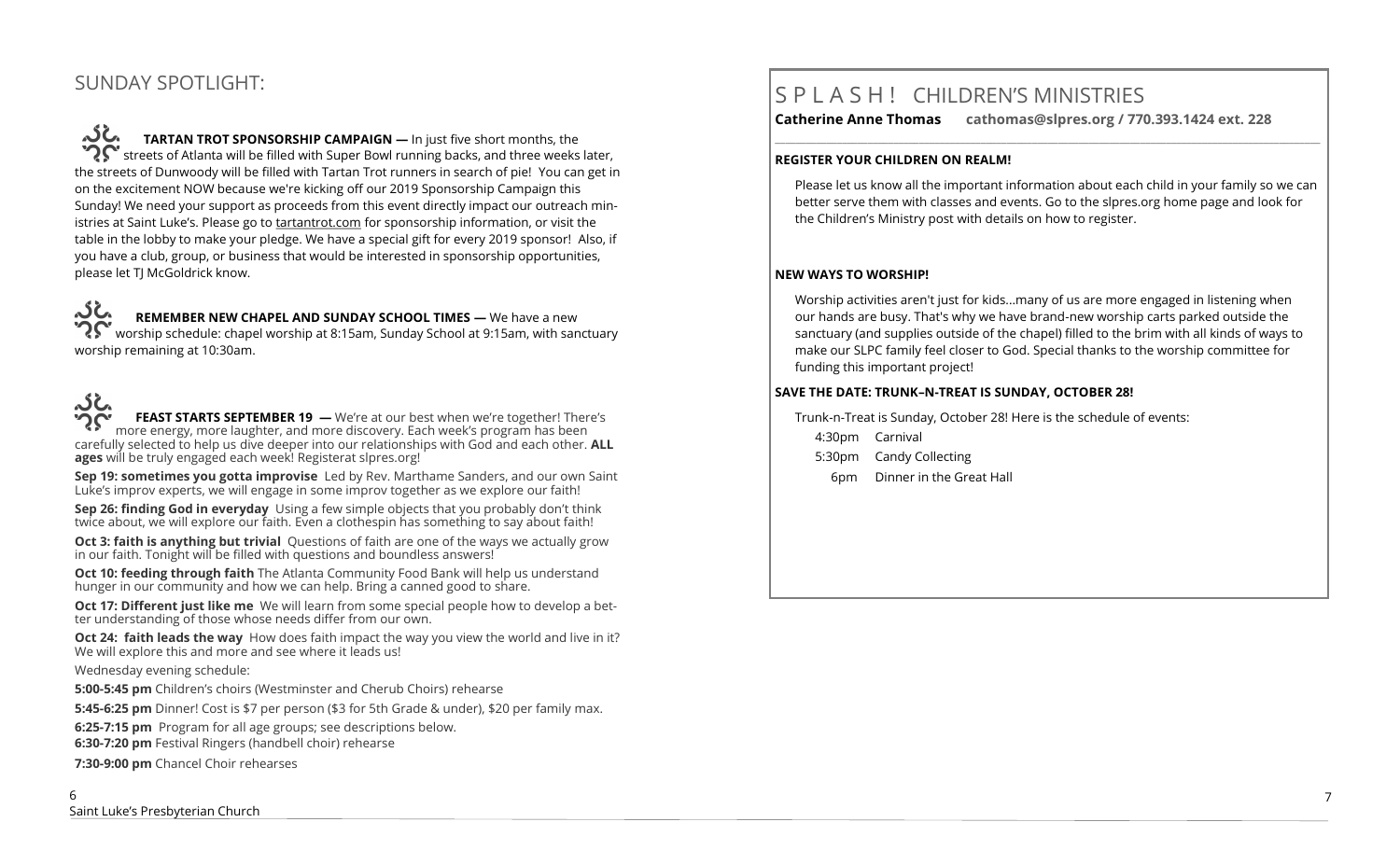## SUNDAY SPOTLIGHT:

**TARTAN TROT SPONSORSHIP CAMPAIGN —** In just five short months, the streets of Atlanta will be filled with Super Bowl running backs, and three weeks later, the streets of Dunwoody will be filled with Tartan Trot runners in search of pie! You can get in on the excitement NOW because we're kicking off our 2019 Sponsorship Campaign this Sunday! We need your support as proceeds from this event directly impact our outreach ministries at Saint Luke's. Please go to tartantrot.com for sponsorship information, or visit the table in the lobby to make your pledge. We have a special gift for every 2019 sponsor! Also, if you have a club, group, or business that would be interested in sponsorship opportunities, please let TJ McGoldrick know.

**REMEMBER NEW CHAPEL AND SUNDAY SCHOOL TIMES —** We have a new worship schedule: chapel worship at 8:15am, Sunday School at 9:15am, with sanctuary worship remaining at 10:30am.

**FEAST STARTS SEPTEMBER 19 —** We're at our best when we're together! There's more energy, more laughter, and more discovery. Each week's program has been carefully selected to help us dive deeper into our relationships with God and each other. **ALL ages** will be truly engaged each week! Registerat slpres.org!

**Sep 19: sometimes you gotta improvise** Led by Rev. Marthame Sanders, and our own Saint Luke's improv experts, we will engage in some improv together as we explore our faith!

**Sep 26: finding God in everyday** Using a few simple objects that you probably don't think twice about, we will explore our faith. Even a clothespin has something to say about faith!

**Oct 3: faith is anything but trivial** Questions of faith are one of the ways we actually grow in our faith. Tonight will be filled with questions and boundless answers!

**Oct 10: feeding through faith** The Atlanta Community Food Bank will help us understand hunger in our community and how we can help. Bring a canned good to share.

**Oct 17: Different just like me** We will learn from some special people how to develop a better understanding of those whose needs differ from our own.

**Oct 24: faith leads the way** How does faith impact the way you view the world and live in it? We will explore this and more and see where it leads us!

Wednesday evening schedule:

**5:00-5:45 pm** Children's choirs (Westminster and Cherub Choirs) rehearse

**5:45-6:25 pm** Dinner! Cost is $7 per person ($3 for 5th Grade & under), $20 per family max.

**6:25-7:15 pm** Program for all age groups; see descriptions below.

**6:30-7:20 pm** Festival Ringers (handbell choir) rehearse

**7:30-9:00 pm** Chancel Choir rehearses

## S P L A S H ! CHILDREN'S MINISTRIES

**Catherine Anne Thomas cathomas@slpres.org / 770.393.1424 ext. 228**

**REGISTER YOUR CHILDREN ON REALM!**

Please let us know all the important information about each child in your family so we can better serve them with classes and events. Go to the slpres.org home page and look for the Children's Ministry post with details on how to register.

**NEW WAYS TO WORSHIP!**

Worship activities aren't just for kids...many of us are more engaged in listening when our hands are busy. That's why we have brand-new worship carts parked outside the sanctuary (and supplies outside of the chapel) filled to the brim with all kinds of ways to make our SLPC family feel closer to God. Special thanks to the worship committee for funding this important project!

**SAVE THE DATE: TRUNK–N-TREAT IS SUNDAY, OCTOBER 28!**

Trunk-n-Treat is Sunday, October 28! Here is the schedule of events:

4:30pm Carnival

5:30pm Candy Collecting

6pm Dinner in the Great Hall